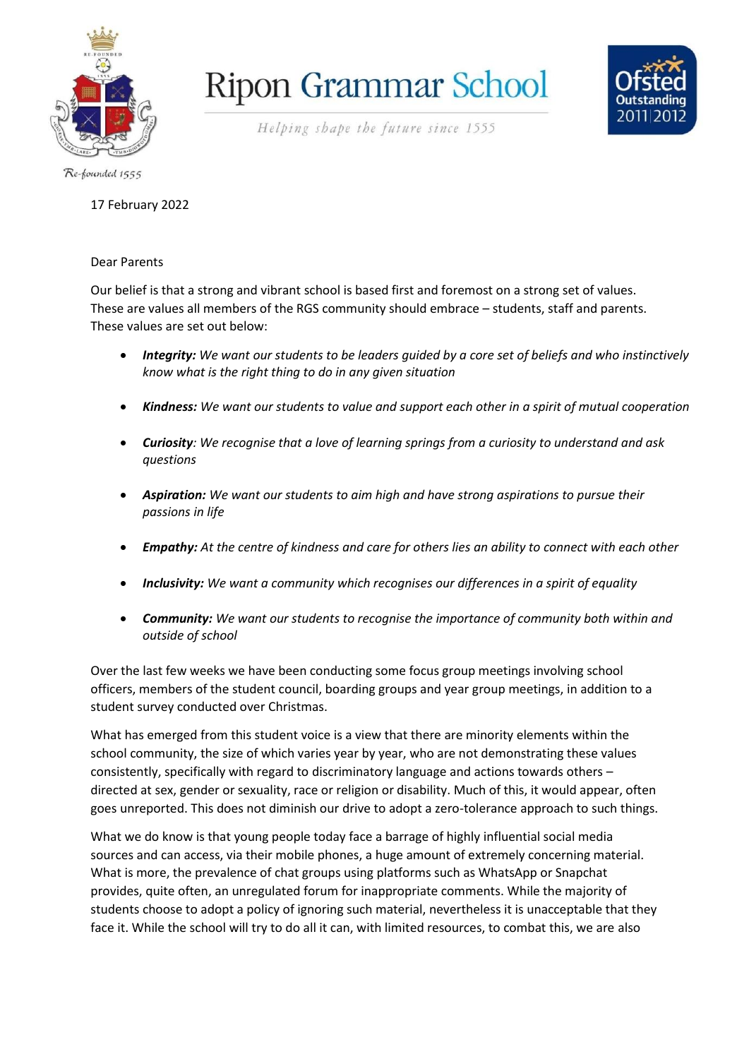# Ripon Grammar School

*Helping shape the future since 1555*

Re-founded 1555

Ofsted Outstanding 2011|2012

17 February 2022

Dear Parents

Our belief is that a strong and vibrant school is based first and foremost on a strong set of values. These are values all members of the RGS community should embrace – students, staff and parents. These values are set out below:

- ***Integrity:*** *We want our students to be leaders guided by a core set of beliefs and who instinctively know what is the right thing to do in any given situation*
- ***Kindness:*** *We want our students to value and support each other in a spirit of mutual cooperation*
- ***Curiosity****: We recognise that a love of learning springs from a curiosity to understand and ask questions*
- ***Aspiration:*** *We want our students to aim high and have strong aspirations to pursue their passions in life*
- ***Empathy:*** *At the centre of kindness and care for others lies an ability to connect with each other*
- ***Inclusivity:*** *We want a community which recognises our differences in a spirit of equality*
- ***Community:*** *We want our students to recognise the importance of community both within and outside of school*

Over the last few weeks we have been conducting some focus group meetings involving school officers, members of the student council, boarding groups and year group meetings, in addition to a student survey conducted over Christmas.

What has emerged from this student voice is a view that there are minority elements within the school community, the size of which varies year by year, who are not demonstrating these values consistently, specifically with regard to discriminatory language and actions towards others – directed at sex, gender or sexuality, race or religion or disability. Much of this, it would appear, often goes unreported. This does not diminish our drive to adopt a zero-tolerance approach to such things.

What we do know is that young people today face a barrage of highly influential social media sources and can access, via their mobile phones, a huge amount of extremely concerning material. What is more, the prevalence of chat groups using platforms such as WhatsApp or Snapchat provides, quite often, an unregulated forum for inappropriate comments. While the majority of students choose to adopt a policy of ignoring such material, nevertheless it is unacceptable that they face it. While the school will try to do all it can, with limited resources, to combat this, we are also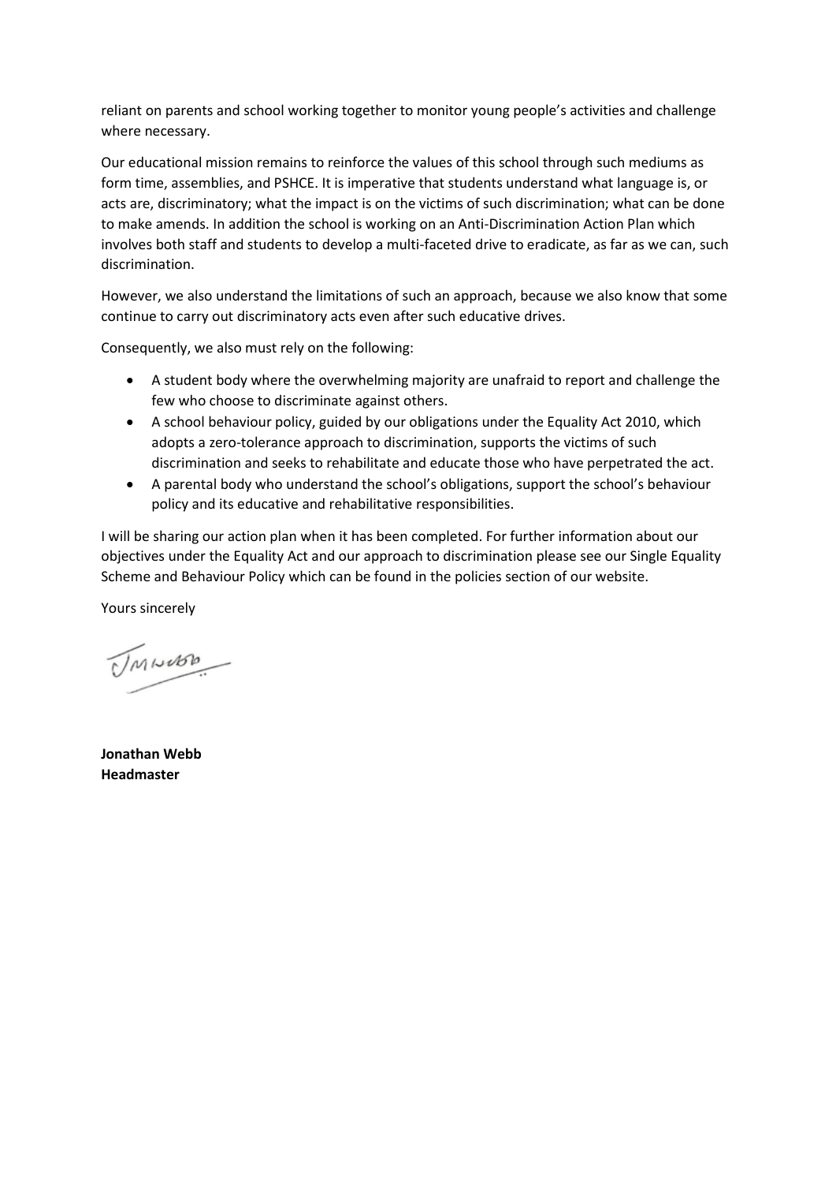reliant on parents and school working together to monitor young people's activities and challenge where necessary.

Our educational mission remains to reinforce the values of this school through such mediums as form time, assemblies, and PSHCE. It is imperative that students understand what language is, or acts are, discriminatory; what the impact is on the victims of such discrimination; what can be done to make amends. In addition the school is working on an Anti-Discrimination Action Plan which involves both staff and students to develop a multi-faceted drive to eradicate, as far as we can, such discrimination.

However, we also understand the limitations of such an approach, because we also know that some continue to carry out discriminatory acts even after such educative drives.

Consequently, we also must rely on the following:

- A student body where the overwhelming majority are unafraid to report and challenge the few who choose to discriminate against others.
- A school behaviour policy, guided by our obligations under the Equality Act 2010, which adopts a zero-tolerance approach to discrimination, supports the victims of such discrimination and seeks to rehabilitate and educate those who have perpetrated the act.
- A parental body who understand the school's obligations, support the school's behaviour policy and its educative and rehabilitative responsibilities.

I will be sharing our action plan when it has been completed. For further information about our objectives under the Equality Act and our approach to discrimination please see our Single Equality Scheme and Behaviour Policy which can be found in the policies section of our website.

Yours sincerely

JMWebb

**Jonathan Webb**
**Headmaster**